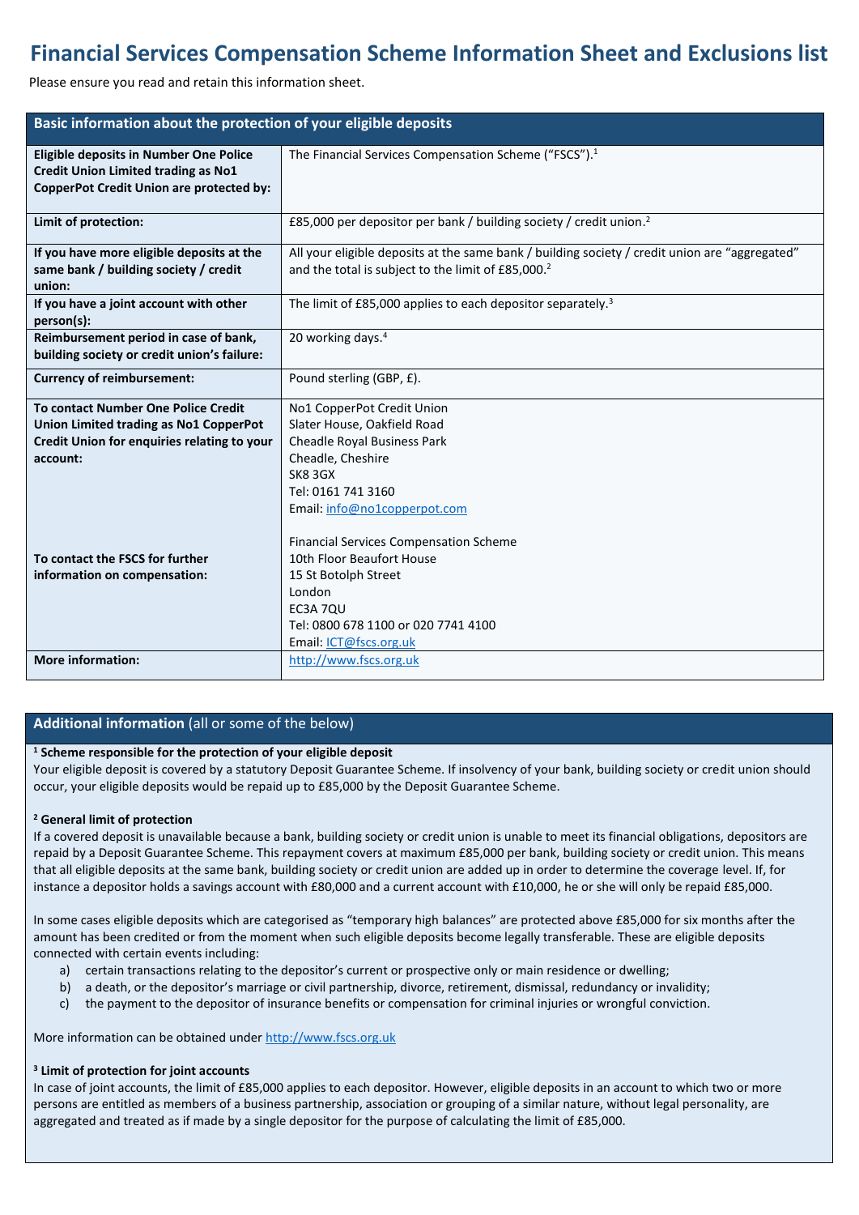# Financial Services Compensation Scheme Information Sheet and Exclusions list

Please ensure you read and retain this information sheet.

| Basic information about the protection of your eligible deposits | |
|---|---|
| **Eligible deposits in Number One Police Credit Union Limited trading as No1 CopperPot Credit Union are protected by:** | The Financial Services Compensation Scheme ("FSCS").[1] |
| **Limit of protection:** | £85,000 per depositor per bank / building society / credit union.[2] |
| **If you have more eligible deposits at the same bank / building society / credit union:** | All your eligible deposits at the same bank / building society / credit union are "aggregated" and the total is subject to the limit of £85,000.[2] |
| **If you have a joint account with other person(s):** | The limit of £85,000 applies to each depositor separately.[3] |
| **Reimbursement period in case of bank, building society or credit union's failure:** | 20 working days.[4] |
| **Currency of reimbursement:** | Pound sterling (GBP, £). |
| **To contact Number One Police Credit Union Limited trading as No1 CopperPot Credit Union for enquiries relating to your account:** | No1 CopperPot Credit Union<br>Slater House, Oakfield Road<br>Cheadle Royal Business Park<br>Cheadle, Cheshire<br>SK8 3GX<br>Tel: 0161 741 3160<br>Email: info@no1copperpot.com |
| **To contact the FSCS for further information on compensation:** | Financial Services Compensation Scheme<br>10th Floor Beaufort House<br>15 St Botolph Street<br>London<br>EC3A 7QU<br>Tel: 0800 678 1100 or 020 7741 4100<br>Email: ICT@fscs.org.uk |
| **More information:** | http://www.fscs.org.uk |

## Additional information (all or some of the below)

**[1] Scheme responsible for the protection of your eligible deposit**

Your eligible deposit is covered by a statutory Deposit Guarantee Scheme. If insolvency of your bank, building society or credit union should occur, your eligible deposits would be repaid up to £85,000 by the Deposit Guarantee Scheme.

**[2] General limit of protection**

If a covered deposit is unavailable because a bank, building society or credit union is unable to meet its financial obligations, depositors are repaid by a Deposit Guarantee Scheme. This repayment covers at maximum £85,000 per bank, building society or credit union. This means that all eligible deposits at the same bank, building society or credit union are added up in order to determine the coverage level. If, for instance a depositor holds a savings account with £80,000 and a current account with £10,000, he or she will only be repaid £85,000.

In some cases eligible deposits which are categorised as "temporary high balances" are protected above £85,000 for six months after the amount has been credited or from the moment when such eligible deposits become legally transferable. These are eligible deposits connected with certain events including:

a) certain transactions relating to the depositor's current or prospective only or main residence or dwelling;
b) a death, or the depositor's marriage or civil partnership, divorce, retirement, dismissal, redundancy or invalidity;
c) the payment to the depositor of insurance benefits or compensation for criminal injuries or wrongful conviction.

More information can be obtained under http://www.fscs.org.uk

**[3] Limit of protection for joint accounts**

In case of joint accounts, the limit of £85,000 applies to each depositor. However, eligible deposits in an account to which two or more persons are entitled as members of a business partnership, association or grouping of a similar nature, without legal personality, are aggregated and treated as if made by a single depositor for the purpose of calculating the limit of £85,000.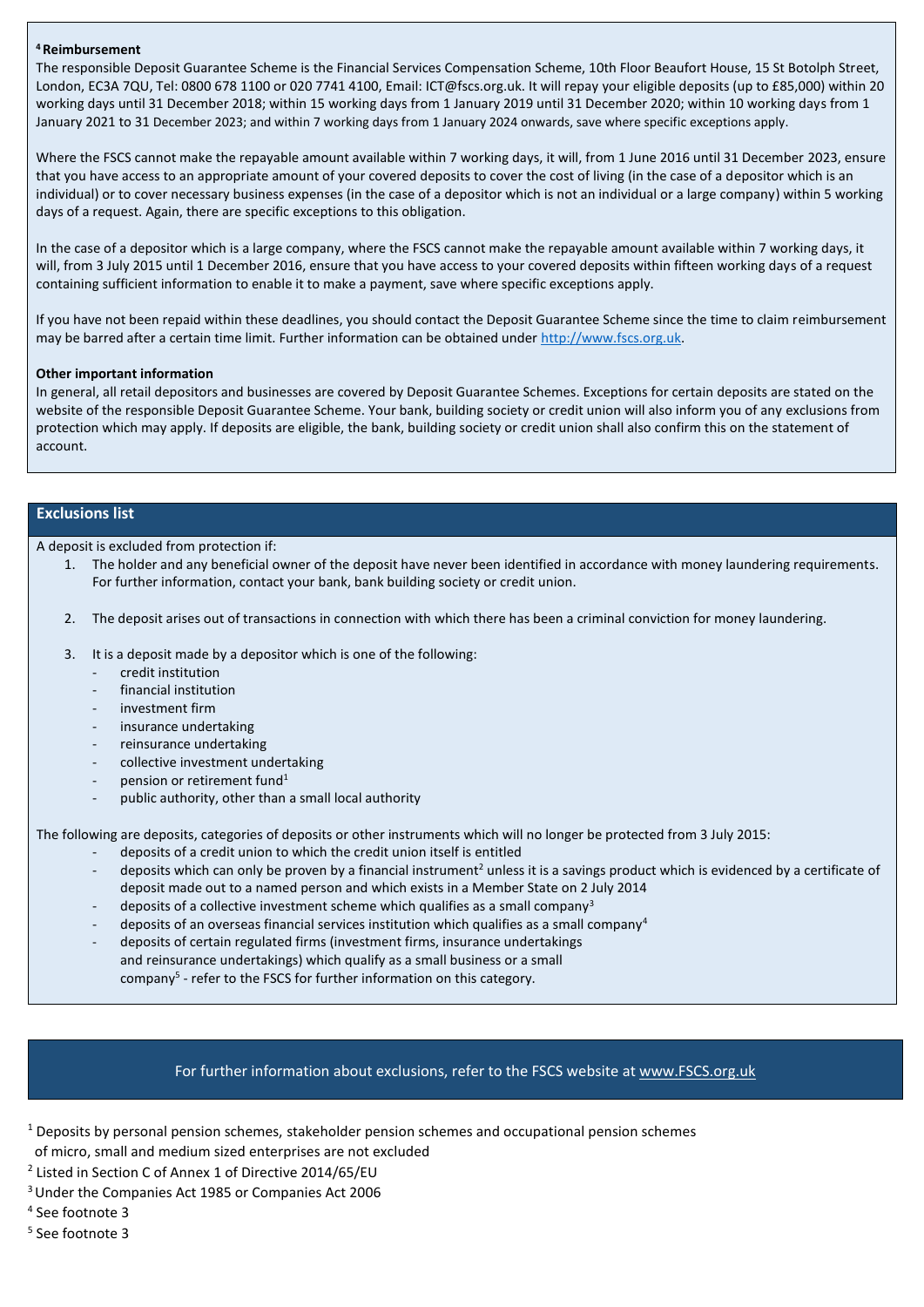**[4] Reimbursement**

The responsible Deposit Guarantee Scheme is the Financial Services Compensation Scheme, 10th Floor Beaufort House, 15 St Botolph Street, London, EC3A 7QU, Tel: 0800 678 1100 or 020 7741 4100, Email: ICT@fscs.org.uk. It will repay your eligible deposits (up to £85,000) within 20 working days until 31 December 2018; within 15 working days from 1 January 2019 until 31 December 2020; within 10 working days from 1 January 2021 to 31 December 2023; and within 7 working days from 1 January 2024 onwards, save where specific exceptions apply.

Where the FSCS cannot make the repayable amount available within 7 working days, it will, from 1 June 2016 until 31 December 2023, ensure that you have access to an appropriate amount of your covered deposits to cover the cost of living (in the case of a depositor which is an individual) or to cover necessary business expenses (in the case of a depositor which is not an individual or a large company) within 5 working days of a request. Again, there are specific exceptions to this obligation.

In the case of a depositor which is a large company, where the FSCS cannot make the repayable amount available within 7 working days, it will, from 3 July 2015 until 1 December 2016, ensure that you have access to your covered deposits within fifteen working days of a request containing sufficient information to enable it to make a payment, save where specific exceptions apply.

If you have not been repaid within these deadlines, you should contact the Deposit Guarantee Scheme since the time to claim reimbursement may be barred after a certain time limit. Further information can be obtained under http://www.fscs.org.uk.

**Other important information**

In general, all retail depositors and businesses are covered by Deposit Guarantee Schemes. Exceptions for certain deposits are stated on the website of the responsible Deposit Guarantee Scheme. Your bank, building society or credit union will also inform you of any exclusions from protection which may apply. If deposits are eligible, the bank, building society or credit union shall also confirm this on the statement of account.

## Exclusions list

A deposit is excluded from protection if:

1. The holder and any beneficial owner of the deposit have never been identified in accordance with money laundering requirements. For further information, contact your bank, bank building society or credit union.
2. The deposit arises out of transactions in connection with which there has been a criminal conviction for money laundering.
3. It is a deposit made by a depositor which is one of the following:
   - credit institution
   - financial institution
   - investment firm
   - insurance undertaking
   - reinsurance undertaking
   - collective investment undertaking
   - pension or retirement fund[1]
   - public authority, other than a small local authority

The following are deposits, categories of deposits or other instruments which will no longer be protected from 3 July 2015:

- deposits of a credit union to which the credit union itself is entitled
- deposits which can only be proven by a financial instrument[2] unless it is a savings product which is evidenced by a certificate of deposit made out to a named person and which exists in a Member State on 2 July 2014
- deposits of a collective investment scheme which qualifies as a small company[3]
- deposits of an overseas financial services institution which qualifies as a small company[4]
- deposits of certain regulated firms (investment firms, insurance undertakings and reinsurance undertakings) which qualify as a small business or a small company[5] - refer to the FSCS for further information on this category.

For further information about exclusions, refer to the FSCS website at www.FSCS.org.uk

[1] Deposits by personal pension schemes, stakeholder pension schemes and occupational pension schemes of micro, small and medium sized enterprises are not excluded

[2] Listed in Section C of Annex 1 of Directive 2014/65/EU

[3] Under the Companies Act 1985 or Companies Act 2006

[4] See footnote 3

[5] See footnote 3